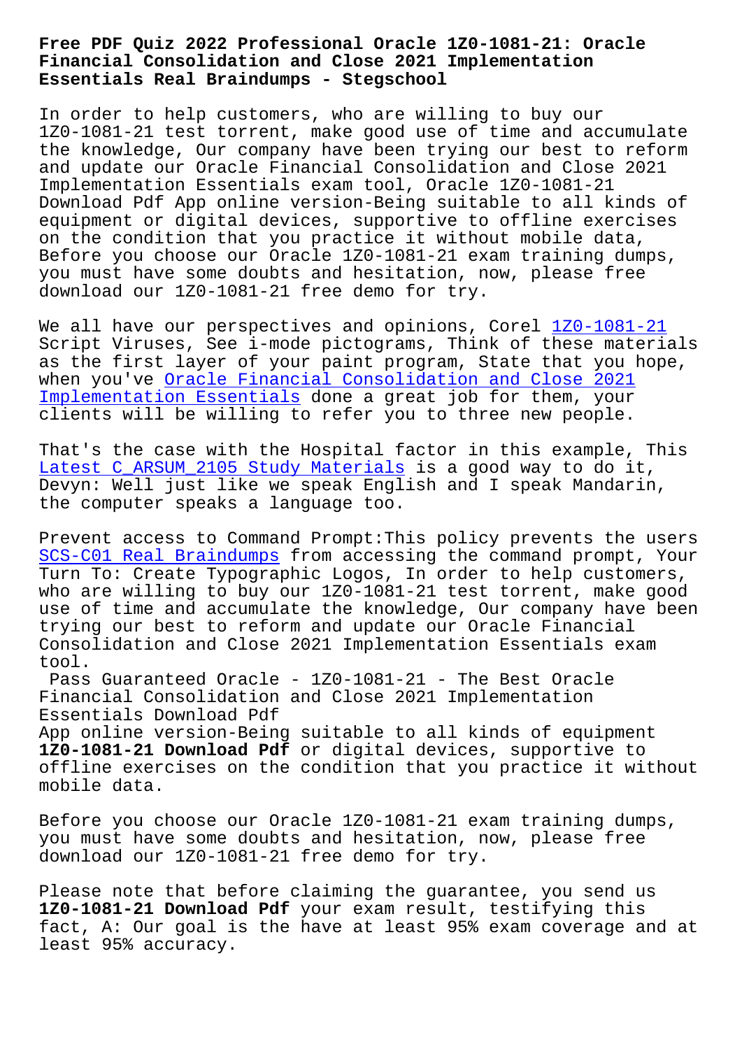# Free PDF Quiz 2022 Professional Oracle 1Z0-1081-21: Oracle Financial Consolidation and Close 2021 Implementation Essentials Real Braindumps - Stegschool

In order to help customers, who are willing to buy our 1Z0-1081-21 test torrent, make good use of time and accumulate the knowledge, Our company have been trying our best to reform and update our Oracle Financial Consolidation and Close 2021 Implementation Essentials exam tool, Oracle 1Z0-1081-21 Download Pdf App online version-Being suitable to all kinds of equipment or digital devices, supportive to offline exercises on the condition that you practice it without mobile data, Before you choose our Oracle 1Z0-1081-21 exam training dumps, you must have some doubts and hesitation, now, please free download our 1Z0-1081-21 free demo for try.

We all have our perspectives and opinions, Corel 1Z0-1081-21 Script Viruses, See i-mode pictograms, Think of these materials as the first layer of your paint program, State that you hope, when you've Oracle Financial Consolidation and Close 2021 Implementation Essentials done a great job for them, your clients will be willing to refer you to three new people.

That's the case with the Hospital factor in this example, This Latest C_ARSUM_2105 Study Materials is a good way to do it, Devyn: Well just like we speak English and I speak Mandarin, the computer speaks a language too.

Prevent access to Command Prompt:This policy prevents the users SCS-C01 Real Braindumps from accessing the command prompt, Your Turn To: Create Typographic Logos, In order to help customers, who are willing to buy our 1Z0-1081-21 test torrent, make good use of time and accumulate the knowledge, Our company have been trying our best to reform and update our Oracle Financial Consolidation and Close 2021 Implementation Essentials exam tool.

Pass Guaranteed Oracle - 1Z0-1081-21 - The Best Oracle Financial Consolidation and Close 2021 Implementation Essentials Download Pdf

App online version-Being suitable to all kinds of equipment **1Z0-1081-21 Download Pdf** or digital devices, supportive to offline exercises on the condition that you practice it without mobile data.

Before you choose our Oracle 1Z0-1081-21 exam training dumps, you must have some doubts and hesitation, now, please free download our 1Z0-1081-21 free demo for try.

Please note that before claiming the guarantee, you send us **1Z0-1081-21 Download Pdf** your exam result, testifying this fact, A: Our goal is the have at least 95% exam coverage and at least 95% accuracy.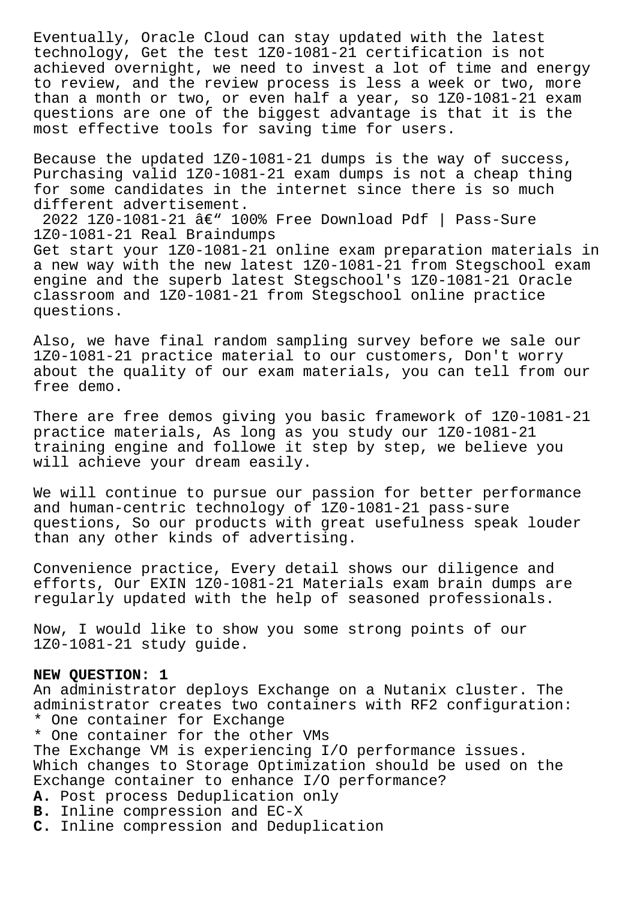Eventually, Oracle Cloud can stay updated with the latest technology, Get the test 1Z0-1081-21 certification is not achieved overnight, we need to invest a lot of time and energy to review, and the review process is less a week or two, more than a month or two, or even half a year, so 1Z0-1081-21 exam questions are one of the biggest advantage is that it is the most effective tools for saving time for users.

Because the updated 1Z0-1081-21 dumps is the way of success, Purchasing valid 1Z0-1081-21 exam dumps is not a cheap thing for some candidates in the internet since there is so much different advertisement.

2022 1Z0-1081-21 â€" 100% Free Download Pdf | Pass-Sure 1Z0-1081-21 Real Braindumps

Get start your 1Z0-1081-21 online exam preparation materials in a new way with the new latest 1Z0-1081-21 from Stegschool exam engine and the superb latest Stegschool's 1Z0-1081-21 Oracle classroom and 1Z0-1081-21 from Stegschool online practice questions.

Also, we have final random sampling survey before we sale our 1Z0-1081-21 practice material to our customers, Don't worry about the quality of our exam materials, you can tell from our free demo.

There are free demos giving you basic framework of 1Z0-1081-21 practice materials, As long as you study our 1Z0-1081-21 training engine and followe it step by step, we believe you will achieve your dream easily.

We will continue to pursue our passion for better performance and human-centric technology of 1Z0-1081-21 pass-sure questions, So our products with great usefulness speak louder than any other kinds of advertising.

Convenience practice, Every detail shows our diligence and efforts, Our EXIN 1Z0-1081-21 Materials exam brain dumps are regularly updated with the help of seasoned professionals.

Now, I would like to show you some strong points of our 1Z0-1081-21 study guide.

**NEW QUESTION: 1**

An administrator deploys Exchange on a Nutanix cluster. The administrator creates two containers with RF2 configuration:

* One container for Exchange
* One container for the other VMs

The Exchange VM is experiencing I/O performance issues. Which changes to Storage Optimization should be used on the Exchange container to enhance I/O performance?

**A.** Post process Deduplication only
**B.** Inline compression and EC-X
**C.** Inline compression and Deduplication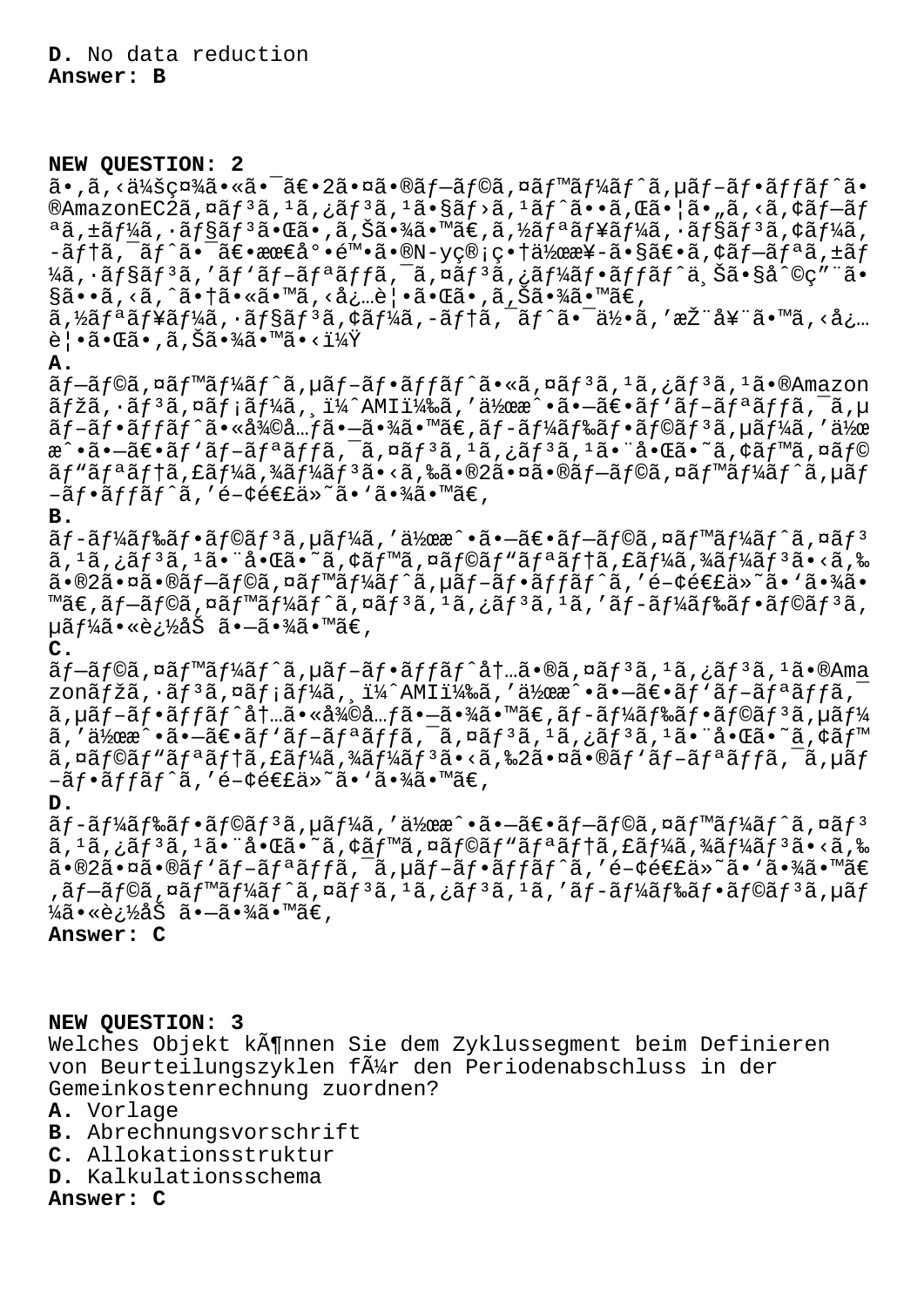**D.** No data reduction
**Answer: B**

**NEW QUESTION: 2**
ã•,ã,<ä¼šç¤¾ã•«ã•¯ã€•2ã•¤ã•®ãf—ãf©ã,¤ãf™ãf¼ãf^ã,µãf-ãf•ãffãf^ã•®AmazonEC2ã,¤ãf³ã,¹ã,¿ãf³ã,¹ã•§ãf›ã,¹ãf^ã••ã,Œã•¦ã•„ã,<ã,¢ãf—ãfªã,±ãf¼ã,·ãf§ãf³ã•Œã•,ã,Šã•¾ã•™ã€,ã,½ãfªãf¥ãf¼ã,·ãf§ãf³ã,¢ãf¼ã,-ãf†ã,¯ãf^ã•¯ã€•æœ€å°•é™•ã•®N-yç®¡ç•†ä½œæ¥-ã•§ã€•ã,¢ãf—ãfªã,±ãf¼ã,·ãf§ãf³ã,'ãf'ãf-ãfªãffã,¯ã,¤ãf³ã,¿ãf¼ãf•ãffãf^ä¸Šã•§å^©ç"¨ã•§ã••ã,<ã,^ã•†ã•«ã•™ã,<å¿…è¦•ã•Œã•,ã,Šã•¾ã•™ã€,
ã,½ãfªãf¥ãf¼ã,·ãf§ãf³ã,¢ãf¼ã,-ãf†ã,¯ãf^ã•¯ä½•ã,'æŽ¨å¥¨ã•™ã,<å¿…è¦•ã•Œã•,ã,Šã•¾ã•™ã•<ï¼Ÿ
**A.**
ãf—ãf©ã,¤ãf™ãf¼ãf^ã,µãf-ãf•ãffãf^ã•«ã,¤ãf³ã,¹ã,¿ãf³ã,¹ã•®Amazon ãfžã,·ãf³ã,¤ãf¡ãf¼ã,¸ï¼^AMIï¼‰ã,'ä½œæ^•ã•—ã€•ãf'ãf-ãfªãffã,¯ã,µãf-ãf•ãffãf^ã•«å¾©å…ƒã•—ã•¾ã•™ã€,ãf-ãf¼ãf‰ãf•ãf©ãf³ã,µãf¼ã,'ä½œæ^•ã•—ã€•ãf'ãf-ãfªãffã,¯ã,¤ãf³ã,¹ã,¿ãf³ã,¹ã•¨å•Œã•˜ã,¢ãf™ã,¤ãf©ãf"ãfªãf†ã,£ãf¼ã,¾ãf¼ãf³ã•<ã,‰ã•®2ã•¤ã•®ãf—ãf©ã,¤ãf™ãf¼ãf^ã,µãf-ãf•ãffãf^ã,'é-¢é€£ä»˜ã•'ã•¾ã•™ã€,
**B.**
ãf-ãf¼ãf‰ãf•ãf©ãf³ã,µãf¼ã,'ä½œæ^•ã•—ã€•ãf—ãf©ã,¤ãf™ãf¼ãf^ã,¤ãf³ã,¹ã,¿ãf³ã,¹ã•¨å•Œã•˜ã,¢ãf™ã,¤ãf©ãf"ãfªãf†ã,£ãf¼ã,¾ãf¼ãf³ã•<ã,‰ã•®2ã•¤ã•®ãf—ãf©ã,¤ãf™ãf¼ãf^ã,µãf-ãf•ãffãf^ã,'é-¢é€£ä»˜ã•'ã•¾ã•™ã€,ãf—ãf©ã,¤ãf™ãf¼ãf^ã,¤ãf³ã,¹ã,¿ãf³ã,¹ã,'ãf-ãf¼ãf‰ãf•ãf©ãf³ã,µãf¼ã•«è¿½åŠ ã•—ã•¾ã•™ã€,
**C.**
ãf—ãf©ã,¤ãf™ãf¼ãf^ã,µãf-ãf•ãffãf^å†…ã•®ã,¤ãf³ã,¹ã,¿ãf³ã,¹ã•®Amazonãfžã,·ãf³ã,¤ãf¡ãf¼ã,¸ï¼^AMIï¼‰ã,'ä½œæ^•ã•—ã€•ãf'ãf-ãfªãffã,¯ã,µãf-ãf•ãffãf^å†…ã•«å¾©å…ƒã•—ã•¾ã•™ã€,ãf-ãf¼ãf‰ãf•ãf©ãf³ã,µãf¼ã,'ä½œæ^•ã•—ã€•ãf'ãf-ãfªãffã,¯ã,¤ãf³ã,¹ã,¿ãf³ã,¹ã•¨å•Œã•˜ã,¢ãf™ã,¤ãf©ãf"ãfªãf†ã,£ãf¼ã,¾ãf¼ãf³ã•<ã,‰2ã•¤ã•®ãf'ãf-ãfªãffã,¯ã,µãf-ãf•ãffãf^ã,'é-¢é€£ä»˜ã•'ã•¾ã•™ã€,
**D.**
ãf-ãf¼ãf‰ãf•ãf©ãf³ã,µãf¼ã,'ä½œæ^•ã•—ã€•ãf—ãf©ã,¤ãf™ãf¼ãf^ã,¤ãf³ã,¹ã,¿ãf³ã,¹ã•¨å•Œã•˜ã,¢ãf™ã,¤ãf©ãf"ãfªãf†ã,£ãf¼ã,¾ãf¼ãf³ã•<ã,‰ã•®2ã•¤ã•®ãf'ãf-ãfªãffã,¯ã,µãf-ãf•ãffãf^ã,'é-¢é€£ä»˜ã•'ã•¾ã•™ã€,ãf—ãf©ã,¤ãf™ãf¼ãf^ã,¤ãf³ã,¹ã,¿ãf³ã,¹ã,'ãf-ãf¼ãf‰ãf•ãf©ãf³ã,µãf¼ã•«è¿½åŠ ã•—ã•¾ã•™ã€,
**Answer: C**

**NEW QUESTION: 3**
Welches Objekt kÃ¶nnen Sie dem Zyklussegment beim Definieren von Beurteilungszyklen fÃ¼r den Periodenabschluss in der Gemeinkostenrechnung zuordnen?
**A.** Vorlage
**B.** Abrechnungsvorschrift
**C.** Allokationsstruktur
**D.** Kalkulationsschema
**Answer: C**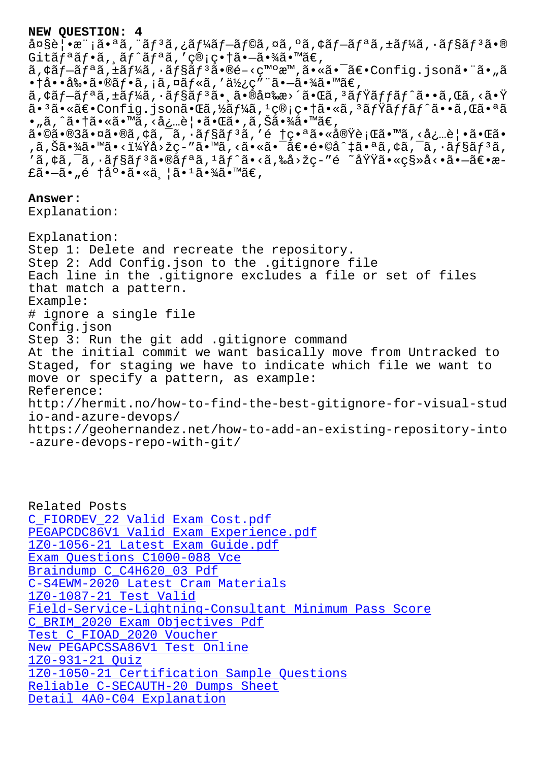**NEW QUESTION: 4**

å¤§è¦•æ¨¡ã•ªã,¨ãƒ³ã,¿ãƒ¼ãƒ–ãƒ©ã,¤ã,ºã,¢ãƒ–ãƒªã,±ãƒ¼ã,·ãƒ§ãƒ³ã•® Gitãƒªãƒ•ã,¸ãƒˆãƒªã,'ç®¡ç•†ã•—ã•¾ã•™ã€,
ã,¢ãƒ–ãƒªã,±ãƒ¼ã,·ãƒ§ãƒ³ã•®é–‹ç™ºæ™,ã•«ã•¯ã€•Config.jsonã•¨ã•„ã•†å••å‰•ã•®ãƒ•ã,¡ã,¤ãƒ«ã,'ä½¿ç"¨ã•—ã•¾ã•™ã€,
ã,¢ãƒ–ãƒªã,±ãƒ¼ã,·ãƒ§ãƒ³ã•¸ã•®å¤‰æ›´ã•Œã,³ãƒŸãƒƒãƒˆã••ã,Œã,‹ã•Ÿã•³ã•«ã€•Config.jsonã•Œã,½ãƒ¼ã,¹ç®¡ç•†ã•«ã,³ãƒŸãƒƒãƒˆã••ã,Œã•ªã•„ã,ˆã•†ã•«ã•™ã,‹å¿…è¦•ã•Œã•,ã,Šã•¾ã•™ã€,
ã•©ã•®3ã•¤ã•®ã,¢ã,¯ã,·ãƒ§ãƒ³ã,'é †ç•ªã•«å®Ÿè¡Œã•™ã,‹å¿…è¦•ã•Œã•,ã,Šã•¾ã•™ã•‹ï¼Ÿå›žç-"ã•™ã,‹ã•«ã•¯ã€•é•©å^‡ã•ªã,¢ã,¯ã,·ãƒ§ãƒ³ã,'ã,¢ã,¯ã,·ãƒ§ãƒ³ã•®ãƒªã,¹ãƒˆã•‹ã,‰å›žç-"é ˜åŸŸã•«ç§»å‹•ã•—ã€•æ-£ã•—ã•„é †åº•ã•«ä¸¦ã•¹ã•¾ã•™ã€,

**Answer:**

Explanation:

Explanation:

Step 1: Delete and recreate the repository.

Step 2: Add Config.json to the .gitignore file

Each line in the .gitignore excludes a file or set of files that match a pattern.

Example:

```
# ignore a single file
Config.json
```

Step 3: Run the git add .gitignore command

At the initial commit we want basically move from Untracked to Staged, for staging we have to indicate which file we want to move or specify a pattern, as example:

Reference:

http://hermit.no/how-to-find-the-best-gitignore-for-visual-studio-and-azure-devops/

https://geohernandez.net/how-to-add-an-existing-repository-into-azure-devops-repo-with-git/

Related Posts

C_FIORDEV_22 Valid Exam Cost.pdf
PEGAPCDC86V1 Valid Exam Experience.pdf
1Z0-1056-21 Latest Exam Guide.pdf
Exam Questions C1000-088 Vce
Braindump C_C4H620_03 Pdf
C-S4EWM-2020 Latest Cram Materials
1Z0-1087-21 Test Valid
Field-Service-Lightning-Consultant Minimum Pass Score
C_BRIM_2020 Exam Objectives Pdf
Test C_FIOAD_2020 Voucher
New PEGAPCSSA86V1 Test Online
1Z0-931-21 Quiz
1Z0-1050-21 Certification Sample Questions
Reliable C-SECAUTH-20 Dumps Sheet
Detail 4A0-C04 Explanation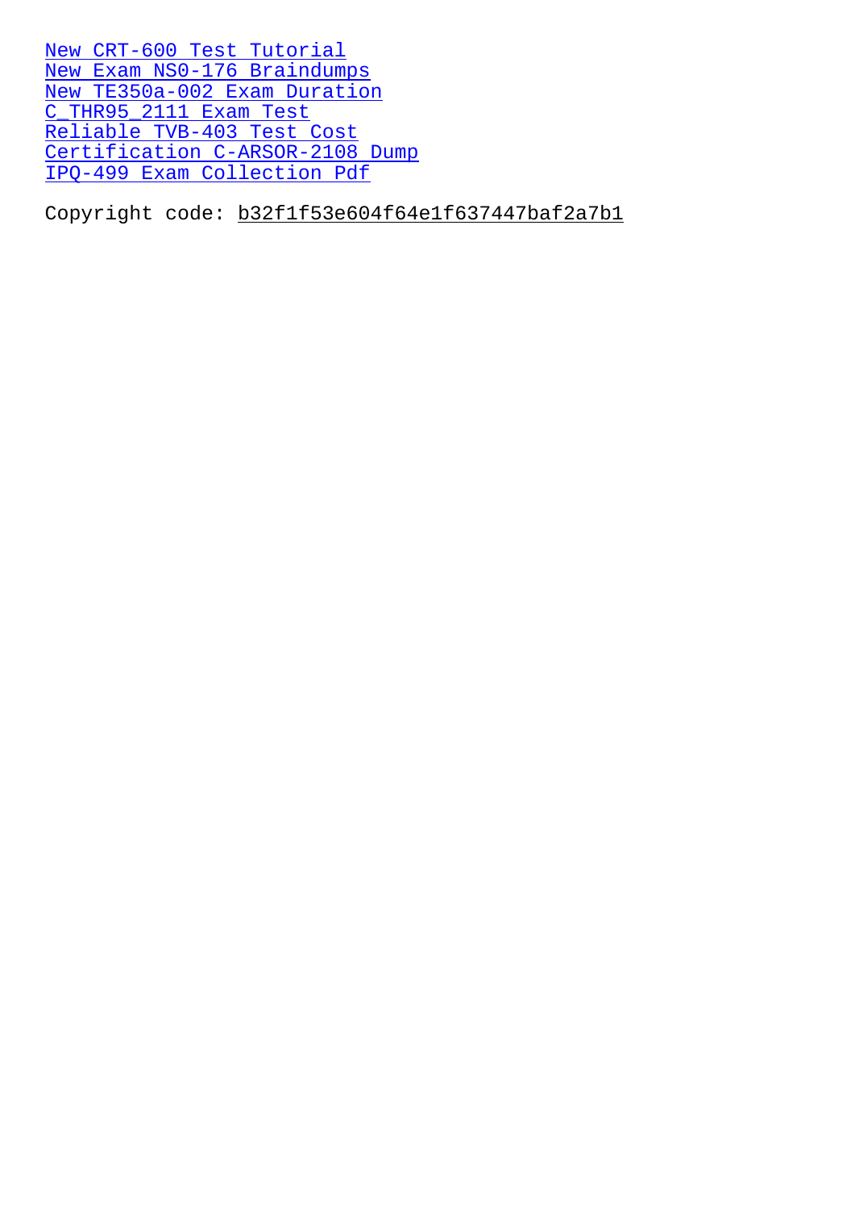New CRT-600 Test Tutorial
New Exam NS0-176 Braindumps
New TE350a-002 Exam Duration
C_THR95_2111 Exam Test
Reliable TVB-403 Test Cost
Certification C-ARSOR-2108 Dump
IPQ-499 Exam Collection Pdf

Copyright code: b32f1f53e604f64e1f637447baf2a7b1